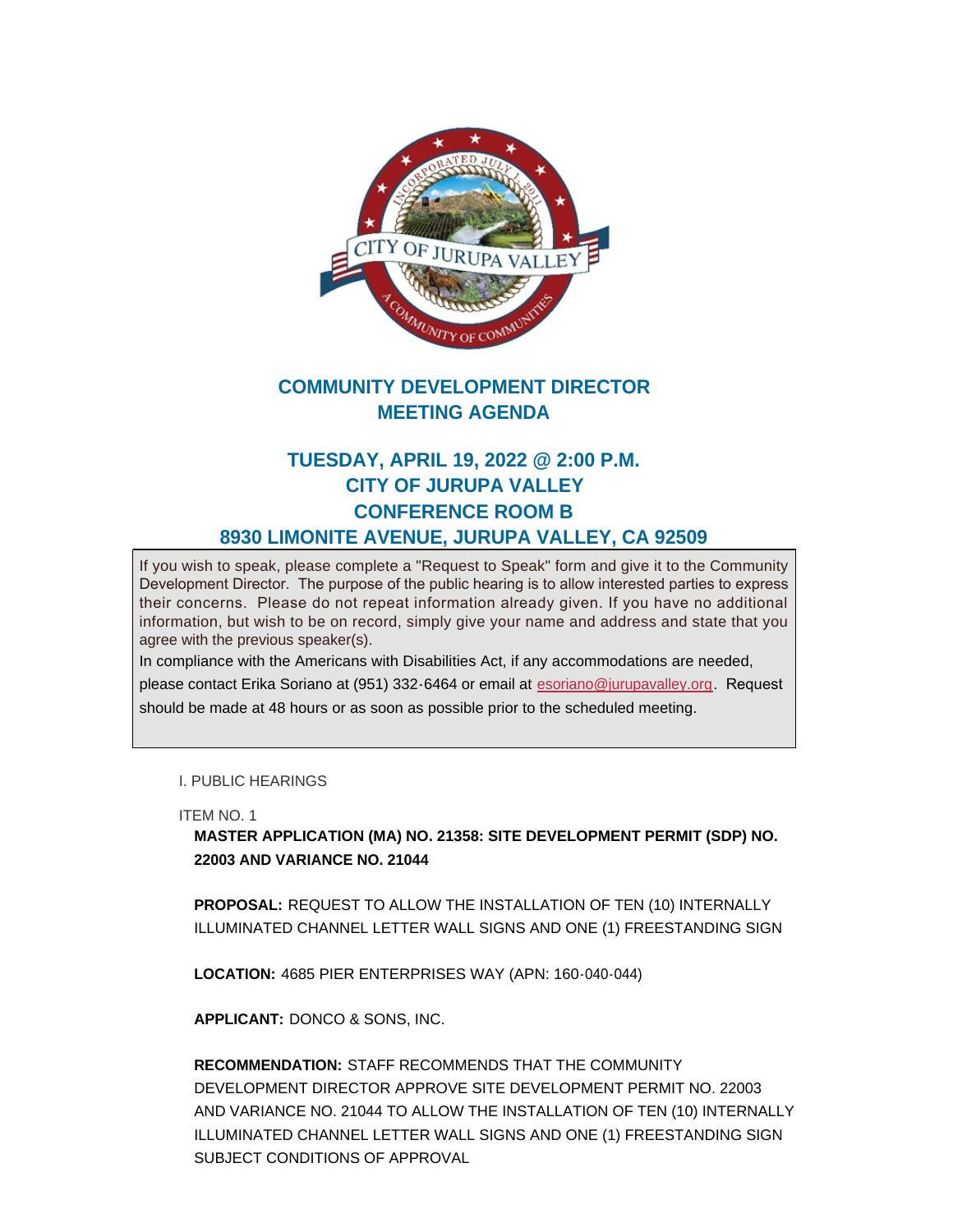# COMMUNITY DEVELOPMENT DIRECTOR MEETING AGENDA

## TUESDAY, APRIL 19, 2022 @ 2:00 P.M.
## CITY OF JURUPA VALLEY
## CONFERENCE ROOM B
## 8930 LIMONITE AVENUE, JURUPA VALLEY, CA 92509

If you wish to speak, please complete a "Request to Speak" form and give it to the Community Development Director. The purpose of the public hearing is to allow interested parties to express their concerns. Please do not repeat information already given. If you have no additional information, but wish to be on record, simply give your name and address and state that you agree with the previous speaker(s).

In compliance with the Americans with Disabilities Act, if any accommodations are needed, please contact Erika Soriano at (951) 332-6464 or email at esoriano@jurupavalley.org. Request should be made at 48 hours or as soon as possible prior to the scheduled meeting.

I. PUBLIC HEARINGS

ITEM NO. 1

**MASTER APPLICATION (MA) NO. 21358: SITE DEVELOPMENT PERMIT (SDP) NO. 22003 AND VARIANCE NO. 21044**

**PROPOSAL:** REQUEST TO ALLOW THE INSTALLATION OF TEN (10) INTERNALLY ILLUMINATED CHANNEL LETTER WALL SIGNS AND ONE (1) FREESTANDING SIGN

**LOCATION:** 4685 PIER ENTERPRISES WAY (APN: 160-040-044)

**APPLICANT:** DONCO & SONS, INC.

**RECOMMENDATION:** STAFF RECOMMENDS THAT THE COMMUNITY DEVELOPMENT DIRECTOR APPROVE SITE DEVELOPMENT PERMIT NO. 22003 AND VARIANCE NO. 21044 TO ALLOW THE INSTALLATION OF TEN (10) INTERNALLY ILLUMINATED CHANNEL LETTER WALL SIGNS AND ONE (1) FREESTANDING SIGN SUBJECT CONDITIONS OF APPROVAL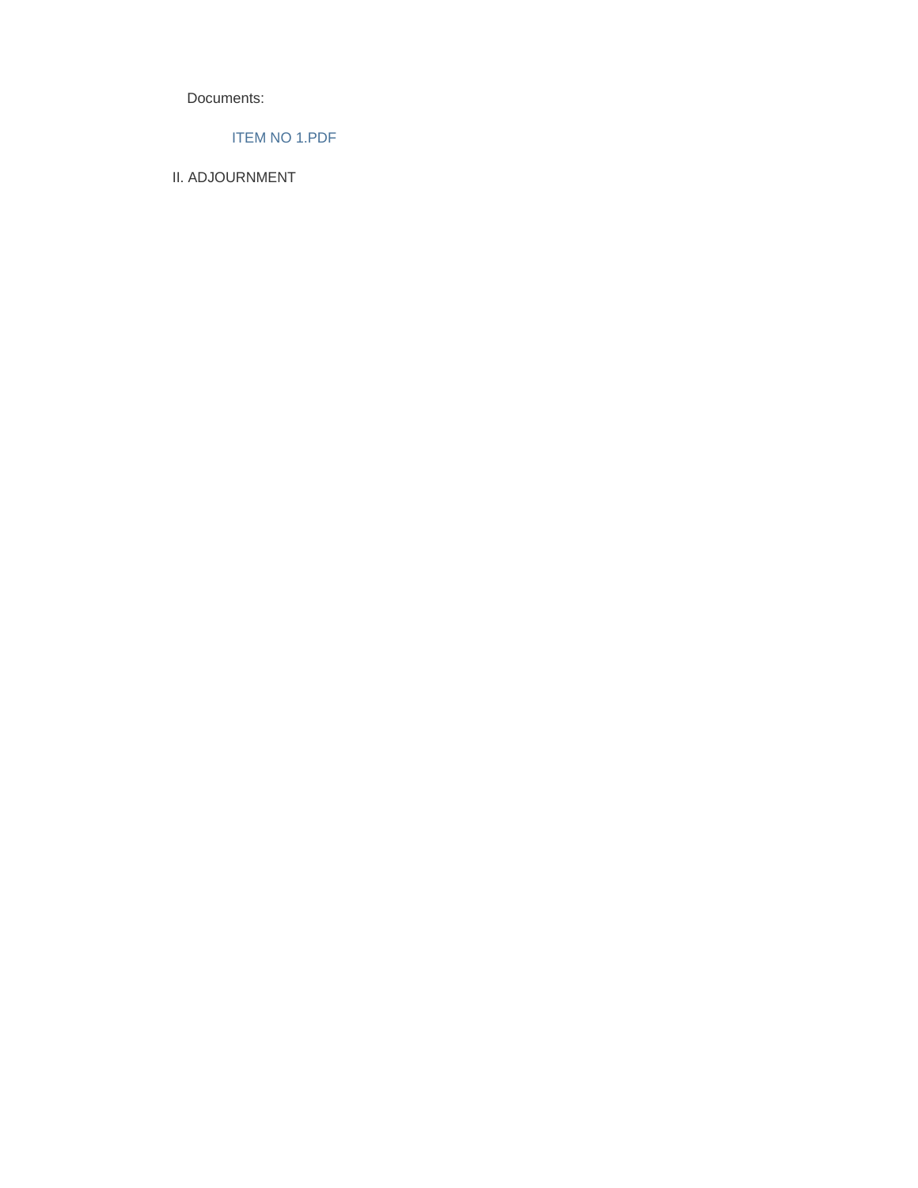Documents:

ITEM NO 1.PDF

II. ADJOURNMENT